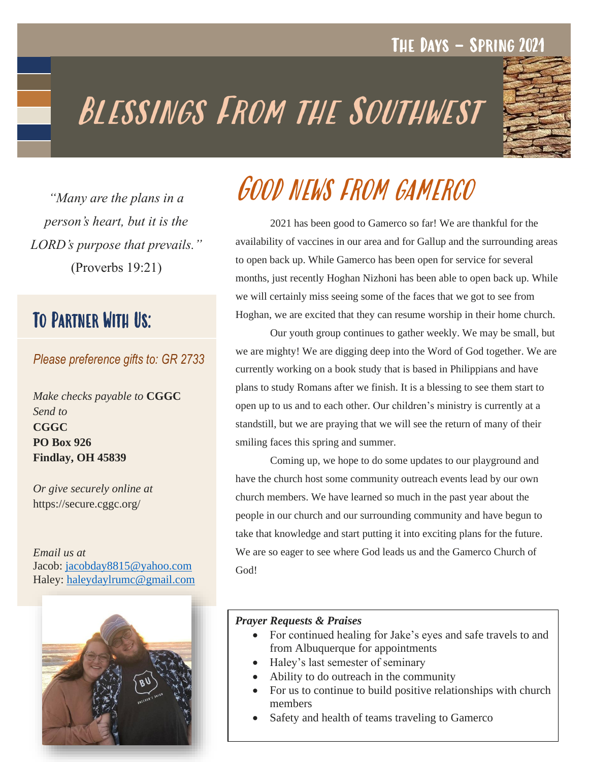The Days – Spring 2021

# Blessings From the Southwest

*"Many are the plans in a person's heart, but it is the LORD's purpose that prevails."* (Proverbs 19:21)

## To Partner With Us:

*Please preference gifts to: GR 2733*

*Make checks payable to* **CGGC**
*Send to*
**CGGC**
**PO Box 926**
**Findlay, OH 45839**

*Or give securely online at*
https://secure.cggc.org/

*Email us at*
Jacob: jacobday8815@yahoo.com
Haley: haleydaylrumc@gmail.com

## Good News From Gamerco

2021 has been good to Gamerco so far! We are thankful for the availability of vaccines in our area and for Gallup and the surrounding areas to open back up. While Gamerco has been open for service for several months, just recently Hoghan Nizhoni has been able to open back up. While we will certainly miss seeing some of the faces that we got to see from Hoghan, we are excited that they can resume worship in their home church.

Our youth group continues to gather weekly. We may be small, but we are mighty! We are digging deep into the Word of God together. We are currently working on a book study that is based in Philippians and have plans to study Romans after we finish. It is a blessing to see them start to open up to us and to each other. Our children's ministry is currently at a standstill, but we are praying that we will see the return of many of their smiling faces this spring and summer.

Coming up, we hope to do some updates to our playground and have the church host some community outreach events lead by our own church members. We have learned so much in the past year about the people in our church and our surrounding community and have begun to take that knowledge and start putting it into exciting plans for the future. We are so eager to see where God leads us and the Gamerco Church of God!

***Prayer Requests & Praises***

- For continued healing for Jake's eyes and safe travels to and from Albuquerque for appointments
- Haley's last semester of seminary
- Ability to do outreach in the community
- For us to continue to build positive relationships with church members
- Safety and health of teams traveling to Gamerco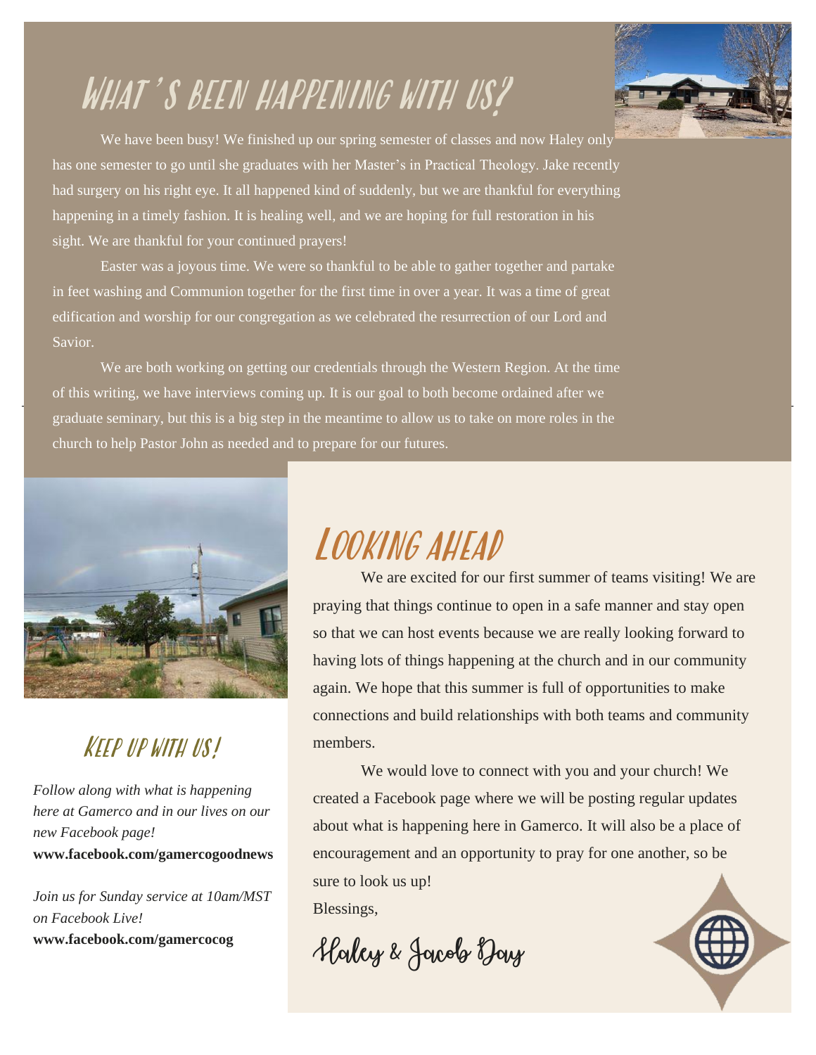# What's been happening with us?

We have been busy! We finished up our spring semester of classes and now Haley only has one semester to go until she graduates with her Master's in Practical Theology. Jake recently had surgery on his right eye. It all happened kind of suddenly, but we are thankful for everything happening in a timely fashion. It is healing well, and we are hoping for full restoration in his sight. We are thankful for your continued prayers!

Easter was a joyous time. We were so thankful to be able to gather together and partake in feet washing and Communion together for the first time in over a year. It was a time of great edification and worship for our congregation as we celebrated the resurrection of our Lord and Savior.

We are both working on getting our credentials through the Western Region. At the time of this writing, we have interviews coming up. It is our goal to both become ordained after we graduate seminary, but this is a big step in the meantime to allow us to take on more roles in the church to help Pastor John as needed and to prepare for our futures.

## Looking ahead

We are excited for our first summer of teams visiting! We are praying that things continue to open in a safe manner and stay open so that we can host events because we are really looking forward to having lots of things happening at the church and in our community again. We hope that this summer is full of opportunities to make connections and build relationships with both teams and community members.

We would love to connect with you and your church! We created a Facebook page where we will be posting regular updates about what is happening here in Gamerco. It will also be a place of encouragement and an opportunity to pray for one another, so be sure to look us up!

Blessings,

Haley & Jacob Day

## Keep up with us!

*Follow along with what is happening here at Gamerco and in our lives on our new Facebook page!*
**www.facebook.com/gamercogoodnews**

*Join us for Sunday service at 10am/MST on Facebook Live!*
**www.facebook.com/gamercocog**